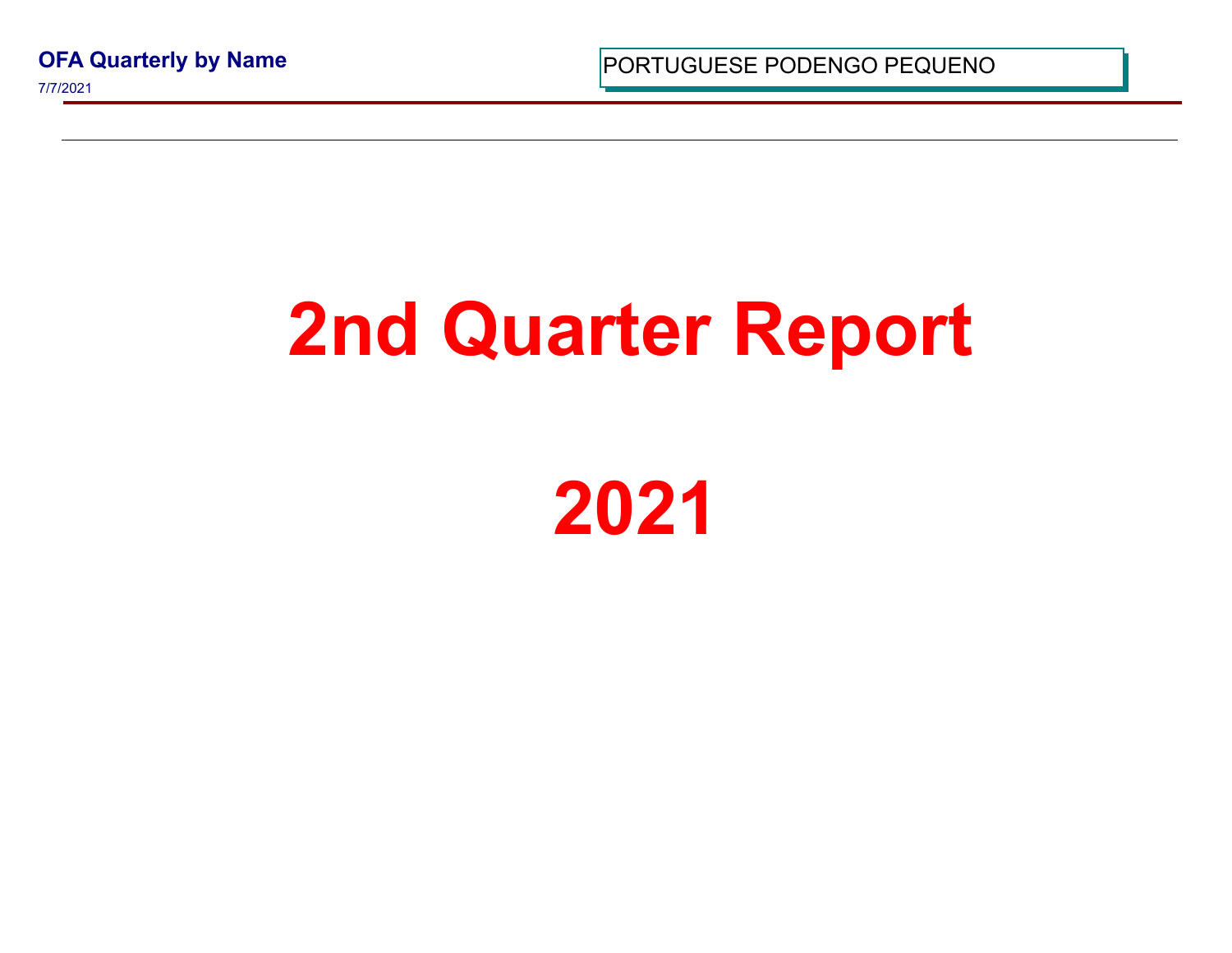# 2nd Quarter Report

# 2021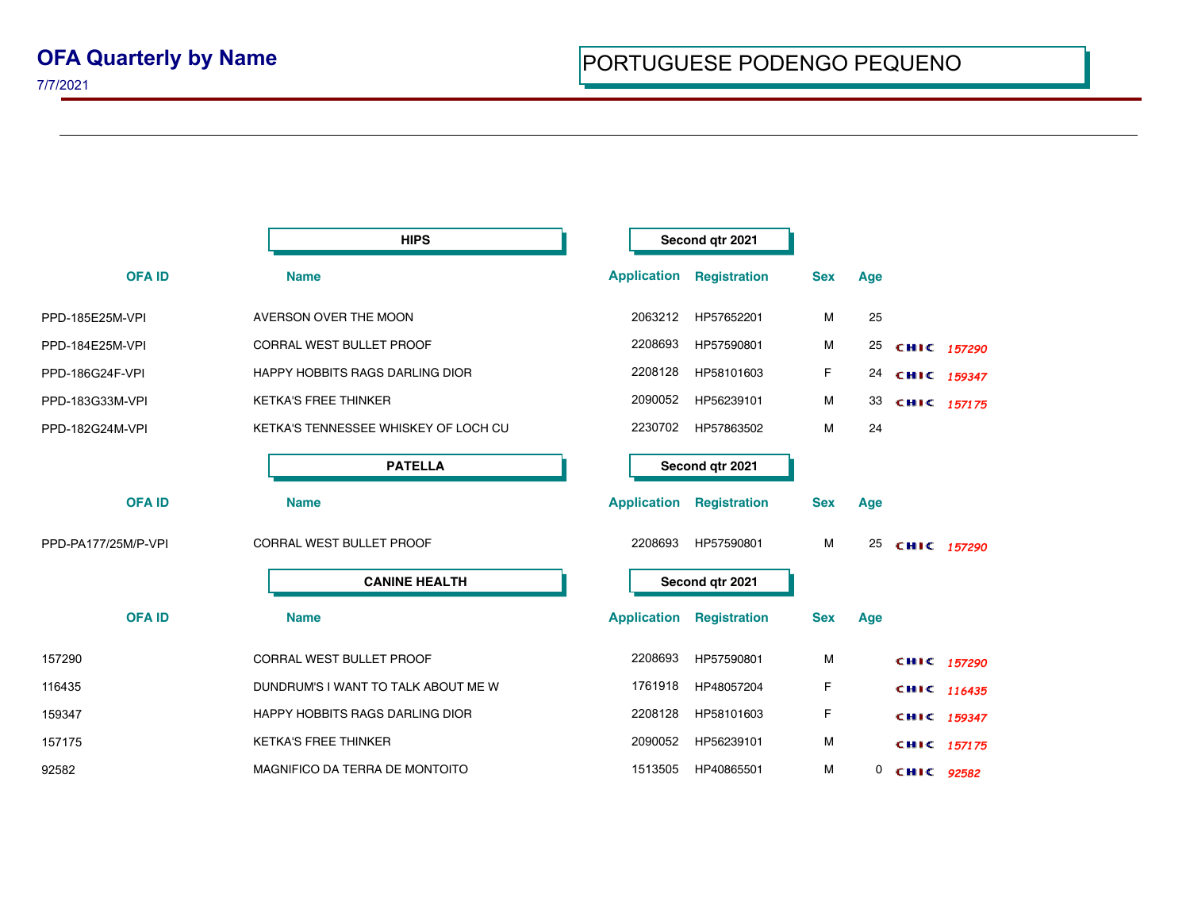# OFA Quarterly by Name

7/7/2021

## PORTUGUESE PODENGO PEQUENO

### HIPS — Second qtr 2021

| OFA ID | Name | Application | Registration | Sex | Age | | |
|---|---|---|---|---|---|---|---|
| PPD-185E25M-VPI | AVERSON OVER THE MOON | 2063212 | HP57652201 | M | 25 | | |
| PPD-184E25M-VPI | CORRAL WEST BULLET PROOF | 2208693 | HP57590801 | M | 25 | CHIC | *157290* |
| PPD-186G24F-VPI | HAPPY HOBBITS RAGS DARLING DIOR | 2208128 | HP58101603 | F | 24 | CHIC | *159347* |
| PPD-183G33M-VPI | KETKA'S FREE THINKER | 2090052 | HP56239101 | M | 33 | CHIC | *157175* |
| PPD-182G24M-VPI | KETKA'S TENNESSEE WHISKEY OF LOCH CU | 2230702 | HP57863502 | M | 24 | | |

### PATELLA — Second qtr 2021

| OFA ID | Name | Application | Registration | Sex | Age | | |
|---|---|---|---|---|---|---|---|
| PPD-PA177/25M/P-VPI | CORRAL WEST BULLET PROOF | 2208693 | HP57590801 | M | 25 | CHIC | *157290* |

### CANINE HEALTH — Second qtr 2021

| OFA ID | Name | Application | Registration | Sex | Age | | |
|---|---|---|---|---|---|---|---|
| 157290 | CORRAL WEST BULLET PROOF | 2208693 | HP57590801 | M | | CHIC | *157290* |
| 116435 | DUNDRUM'S I WANT TO TALK ABOUT ME W | 1761918 | HP48057204 | F | | CHIC | *116435* |
| 159347 | HAPPY HOBBITS RAGS DARLING DIOR | 2208128 | HP58101603 | F | | CHIC | *159347* |
| 157175 | KETKA'S FREE THINKER | 2090052 | HP56239101 | M | | CHIC | *157175* |
| 92582 | MAGNIFICO DA TERRA DE MONTOITO | 1513505 | HP40865501 | M | 0 | CHIC | *92582* |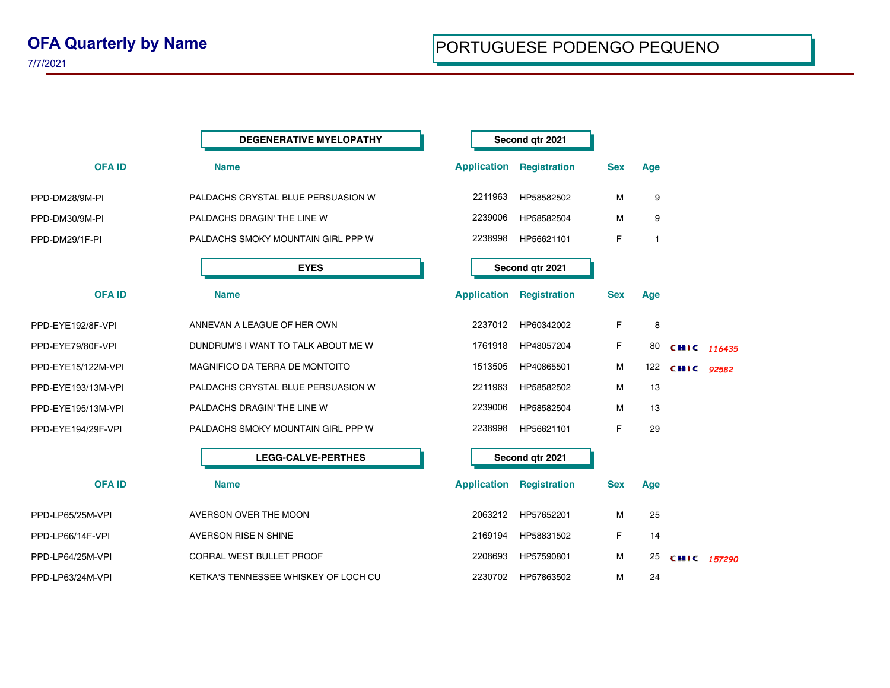# OFA Quarterly by Name

7/7/2021

## PORTUGUESE PODENGO PEQUENO

### DEGENERATIVE MYELOPATHY — Second qtr 2021

| OFA ID | Name | Application | Registration | Sex | Age | |
|---|---|---|---|---|---|---|
| PPD-DM28/9M-PI | PALDACHS CRYSTAL BLUE PERSUASION W | 2211963 | HP58582502 | M | 9 | |
| PPD-DM30/9M-PI | PALDACHS DRAGIN' THE LINE W | 2239006 | HP58582504 | M | 9 | |
| PPD-DM29/1F-PI | PALDACHS SMOKY MOUNTAIN GIRL PPP W | 2238998 | HP56621101 | F | 1 | |

### EYES — Second qtr 2021

| OFA ID | Name | Application | Registration | Sex | Age | |
|---|---|---|---|---|---|---|
| PPD-EYE192/8F-VPI | ANNEVAN A LEAGUE OF HER OWN | 2237012 | HP60342002 | F | 8 | |
| PPD-EYE79/80F-VPI | DUNDRUM'S I WANT TO TALK ABOUT ME W | 1761918 | HP48057204 | F | 80 | CHIC *116435* |
| PPD-EYE15/122M-VPI | MAGNIFICO DA TERRA DE MONTOITO | 1513505 | HP40865501 | M | 122 | CHIC *92582* |
| PPD-EYE193/13M-VPI | PALDACHS CRYSTAL BLUE PERSUASION W | 2211963 | HP58582502 | M | 13 | |
| PPD-EYE195/13M-VPI | PALDACHS DRAGIN' THE LINE W | 2239006 | HP58582504 | M | 13 | |
| PPD-EYE194/29F-VPI | PALDACHS SMOKY MOUNTAIN GIRL PPP W | 2238998 | HP56621101 | F | 29 | |

### LEGG-CALVE-PERTHES — Second qtr 2021

| OFA ID | Name | Application | Registration | Sex | Age | |
|---|---|---|---|---|---|---|
| PPD-LP65/25M-VPI | AVERSON OVER THE MOON | 2063212 | HP57652201 | M | 25 | |
| PPD-LP66/14F-VPI | AVERSON RISE N SHINE | 2169194 | HP58831502 | F | 14 | |
| PPD-LP64/25M-VPI | CORRAL WEST BULLET PROOF | 2208693 | HP57590801 | M | 25 | CHIC *157290* |
| PPD-LP63/24M-VPI | KETKA'S TENNESSEE WHISKEY OF LOCH CU | 2230702 | HP57863502 | M | 24 | |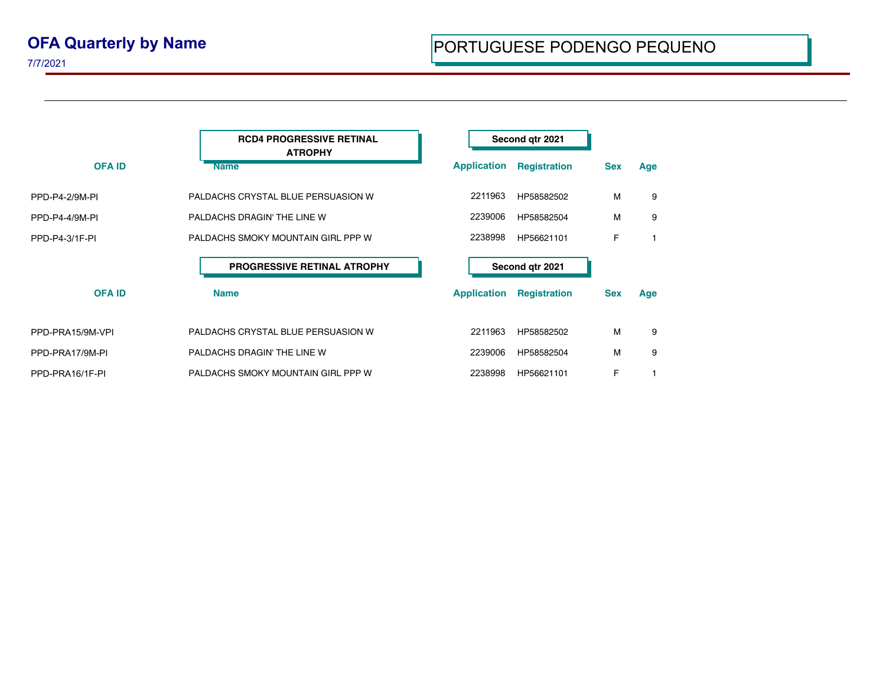# OFA Quarterly by Name

7/7/2021

## PORTUGUESE PODENGO PEQUENO

### RCD4 PROGRESSIVE RETINAL ATROPHY — Second qtr 2021

| OFA ID | Name | Application | Registration | Sex | Age |
|---|---|---|---|---|---|
| PPD-P4-2/9M-PI | PALDACHS CRYSTAL BLUE PERSUASION W | 2211963 | HP58582502 | M | 9 |
| PPD-P4-4/9M-PI | PALDACHS DRAGIN' THE LINE W | 2239006 | HP58582504 | M | 9 |
| PPD-P4-3/1F-PI | PALDACHS SMOKY MOUNTAIN GIRL PPP W | 2238998 | HP56621101 | F | 1 |

### PROGRESSIVE RETINAL ATROPHY — Second qtr 2021

| OFA ID | Name | Application | Registration | Sex | Age |
|---|---|---|---|---|---|
| PPD-PRA15/9M-VPI | PALDACHS CRYSTAL BLUE PERSUASION W | 2211963 | HP58582502 | M | 9 |
| PPD-PRA17/9M-PI | PALDACHS DRAGIN' THE LINE W | 2239006 | HP58582504 | M | 9 |
| PPD-PRA16/1F-PI | PALDACHS SMOKY MOUNTAIN GIRL PPP W | 2238998 | HP56621101 | F | 1 |